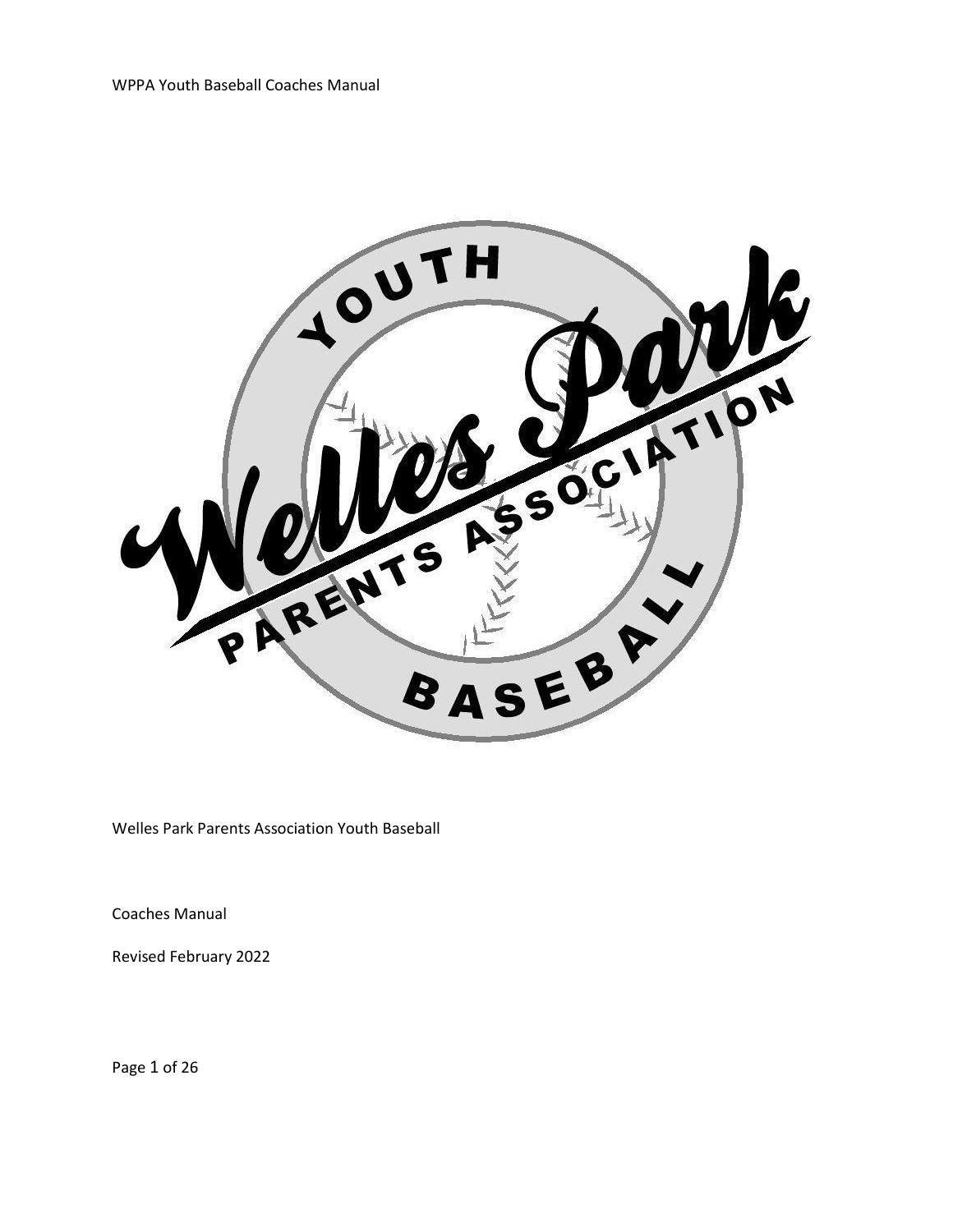Welles Park Parents Association Youth Baseball

Coaches Manual

Revised February 2022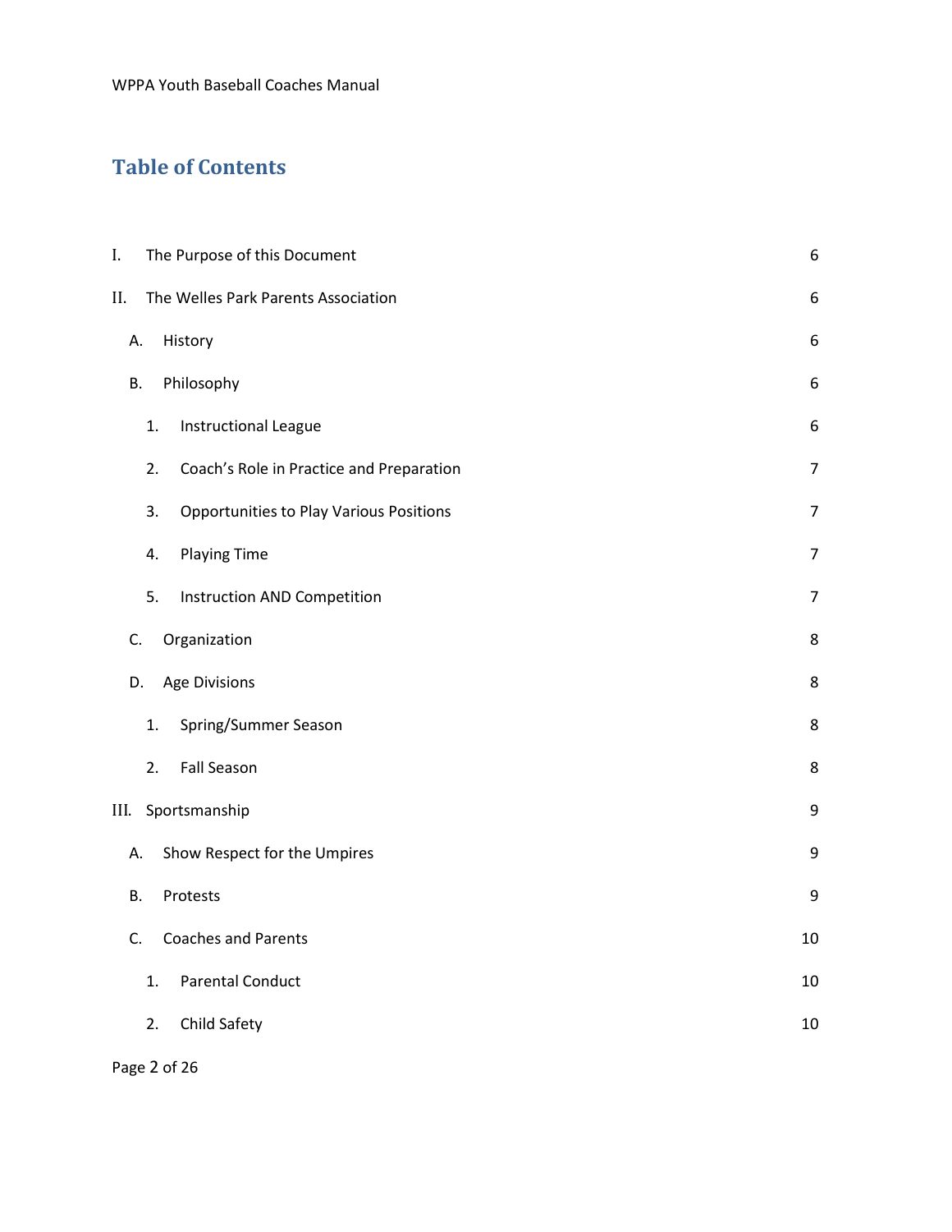## Table of Contents

| | | |
|---|---|---|
| I. | The Purpose of this Document | 6 |
| II. | The Welles Park Parents Association | 6 |
| A. | History | 6 |
| B. | Philosophy | 6 |
| 1. | Instructional League | 6 |
| 2. | Coach's Role in Practice and Preparation | 7 |
| 3. | Opportunities to Play Various Positions | 7 |
| 4. | Playing Time | 7 |
| 5. | Instruction AND Competition | 7 |
| C. | Organization | 8 |
| D. | Age Divisions | 8 |
| 1. | Spring/Summer Season | 8 |
| 2. | Fall Season | 8 |
| III. | Sportsmanship | 9 |
| A. | Show Respect for the Umpires | 9 |
| B. | Protests | 9 |
| C. | Coaches and Parents | 10 |
| 1. | Parental Conduct | 10 |
| 2. | Child Safety | 10 |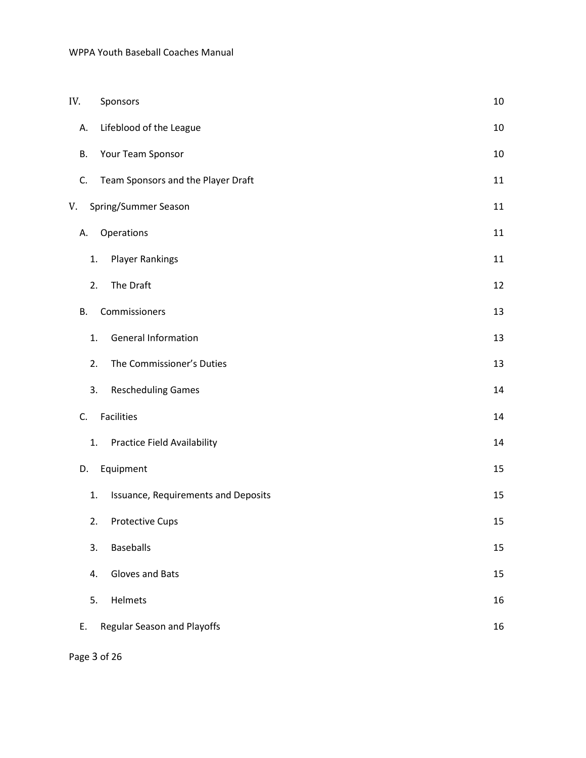| | | |
|---|---|---|
| IV. | Sponsors | 10 |
| A. | Lifeblood of the League | 10 |
| B. | Your Team Sponsor | 10 |
| C. | Team Sponsors and the Player Draft | 11 |
| V. | Spring/Summer Season | 11 |
| A. | Operations | 11 |
| 1. | Player Rankings | 11 |
| 2. | The Draft | 12 |
| B. | Commissioners | 13 |
| 1. | General Information | 13 |
| 2. | The Commissioner's Duties | 13 |
| 3. | Rescheduling Games | 14 |
| C. | Facilities | 14 |
| 1. | Practice Field Availability | 14 |
| D. | Equipment | 15 |
| 1. | Issuance, Requirements and Deposits | 15 |
| 2. | Protective Cups | 15 |
| 3. | Baseballs | 15 |
| 4. | Gloves and Bats | 15 |
| 5. | Helmets | 16 |
| E. | Regular Season and Playoffs | 16 |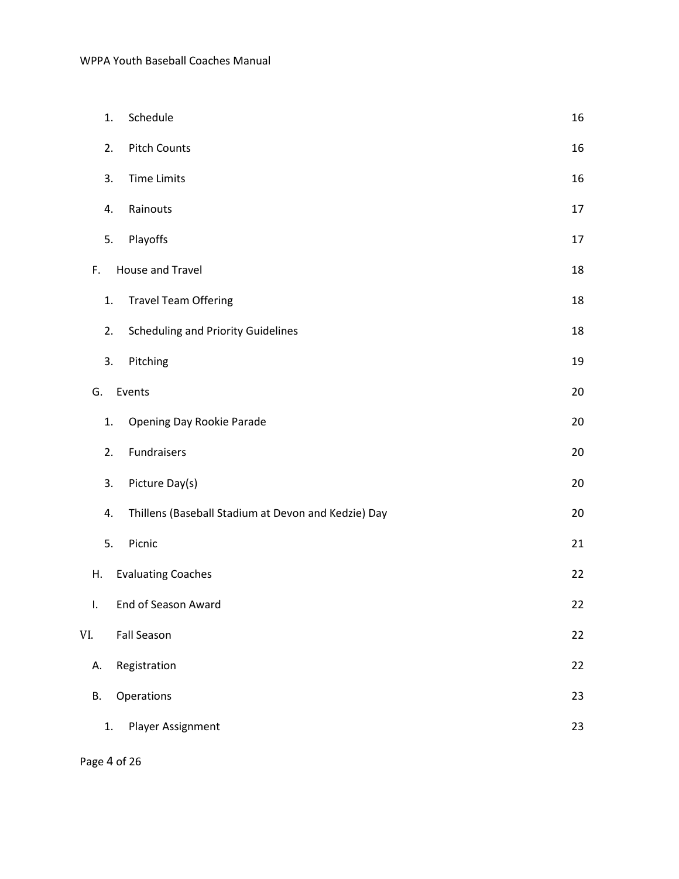1. Schedule 16
2. Pitch Counts 16
3. Time Limits 16
4. Rainouts 17
5. Playoffs 17

F. House and Travel 18

1. Travel Team Offering 18
2. Scheduling and Priority Guidelines 18
3. Pitching 19

G. Events 20

1. Opening Day Rookie Parade 20
2. Fundraisers 20
3. Picture Day(s) 20
4. Thillens (Baseball Stadium at Devon and Kedzie) Day 20
5. Picnic 21

H. Evaluating Coaches 22

I. End of Season Award 22

VI. Fall Season 22

A. Registration 22

B. Operations 23

1. Player Assignment 23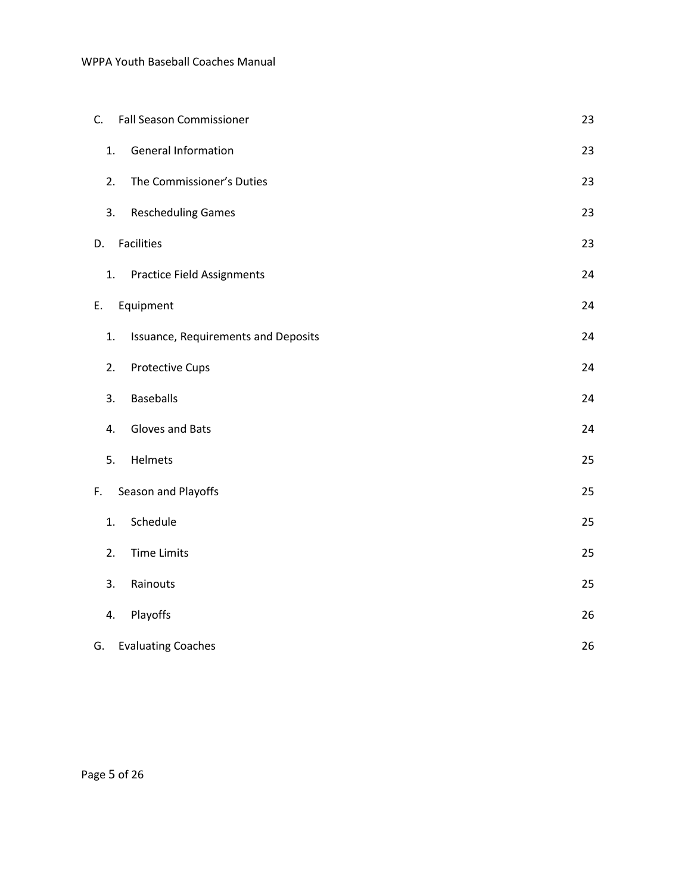C. Fall Season Commissioner 23

1. General Information 23
2. The Commissioner's Duties 23
3. Rescheduling Games 23

D. Facilities 23

1. Practice Field Assignments 24

E. Equipment 24

1. Issuance, Requirements and Deposits 24
2. Protective Cups 24
3. Baseballs 24
4. Gloves and Bats 24
5. Helmets 25

F. Season and Playoffs 25

1. Schedule 25
2. Time Limits 25
3. Rainouts 25
4. Playoffs 26

G. Evaluating Coaches 26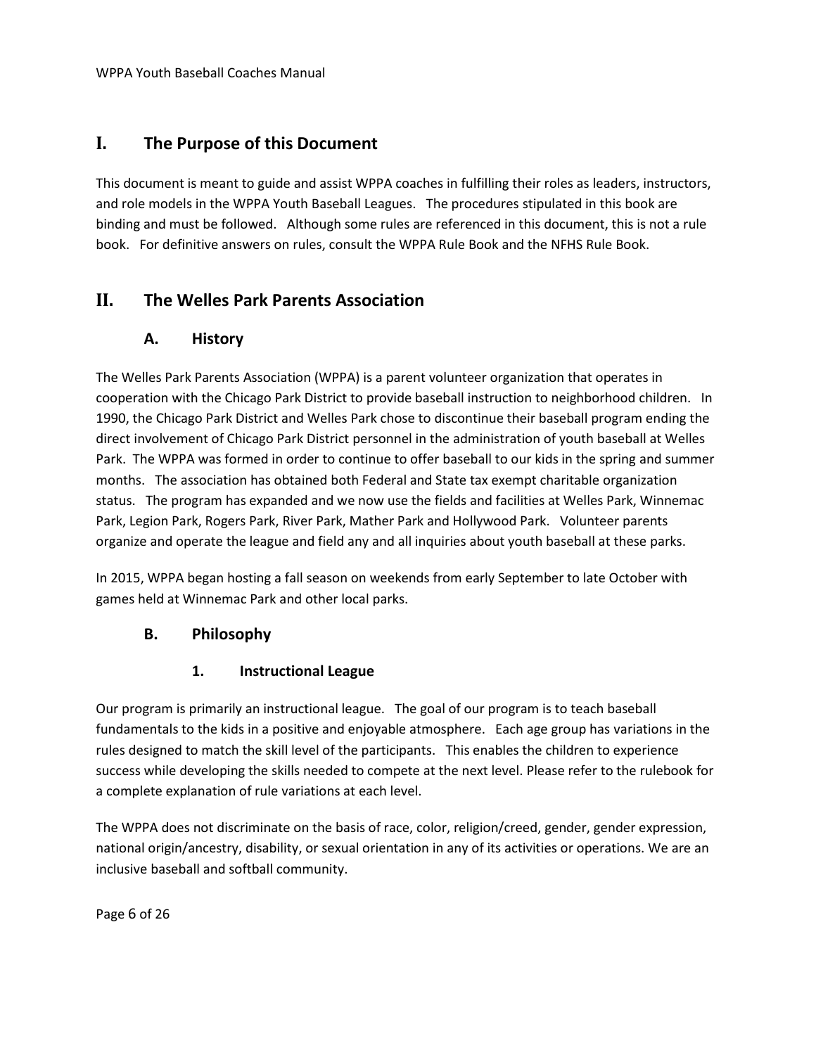# I. The Purpose of this Document

This document is meant to guide and assist WPPA coaches in fulfilling their roles as leaders, instructors, and role models in the WPPA Youth Baseball Leagues. The procedures stipulated in this book are binding and must be followed. Although some rules are referenced in this document, this is not a rule book. For definitive answers on rules, consult the WPPA Rule Book and the NFHS Rule Book.

# II. The Welles Park Parents Association

## A. History

The Welles Park Parents Association (WPPA) is a parent volunteer organization that operates in cooperation with the Chicago Park District to provide baseball instruction to neighborhood children. In 1990, the Chicago Park District and Welles Park chose to discontinue their baseball program ending the direct involvement of Chicago Park District personnel in the administration of youth baseball at Welles Park. The WPPA was formed in order to continue to offer baseball to our kids in the spring and summer months. The association has obtained both Federal and State tax exempt charitable organization status. The program has expanded and we now use the fields and facilities at Welles Park, Winnemac Park, Legion Park, Rogers Park, River Park, Mather Park and Hollywood Park. Volunteer parents organize and operate the league and field any and all inquiries about youth baseball at these parks.

In 2015, WPPA began hosting a fall season on weekends from early September to late October with games held at Winnemac Park and other local parks.

## B. Philosophy

### 1. Instructional League

Our program is primarily an instructional league. The goal of our program is to teach baseball fundamentals to the kids in a positive and enjoyable atmosphere. Each age group has variations in the rules designed to match the skill level of the participants. This enables the children to experience success while developing the skills needed to compete at the next level. Please refer to the rulebook for a complete explanation of rule variations at each level.

The WPPA does not discriminate on the basis of race, color, religion/creed, gender, gender expression, national origin/ancestry, disability, or sexual orientation in any of its activities or operations. We are an inclusive baseball and softball community.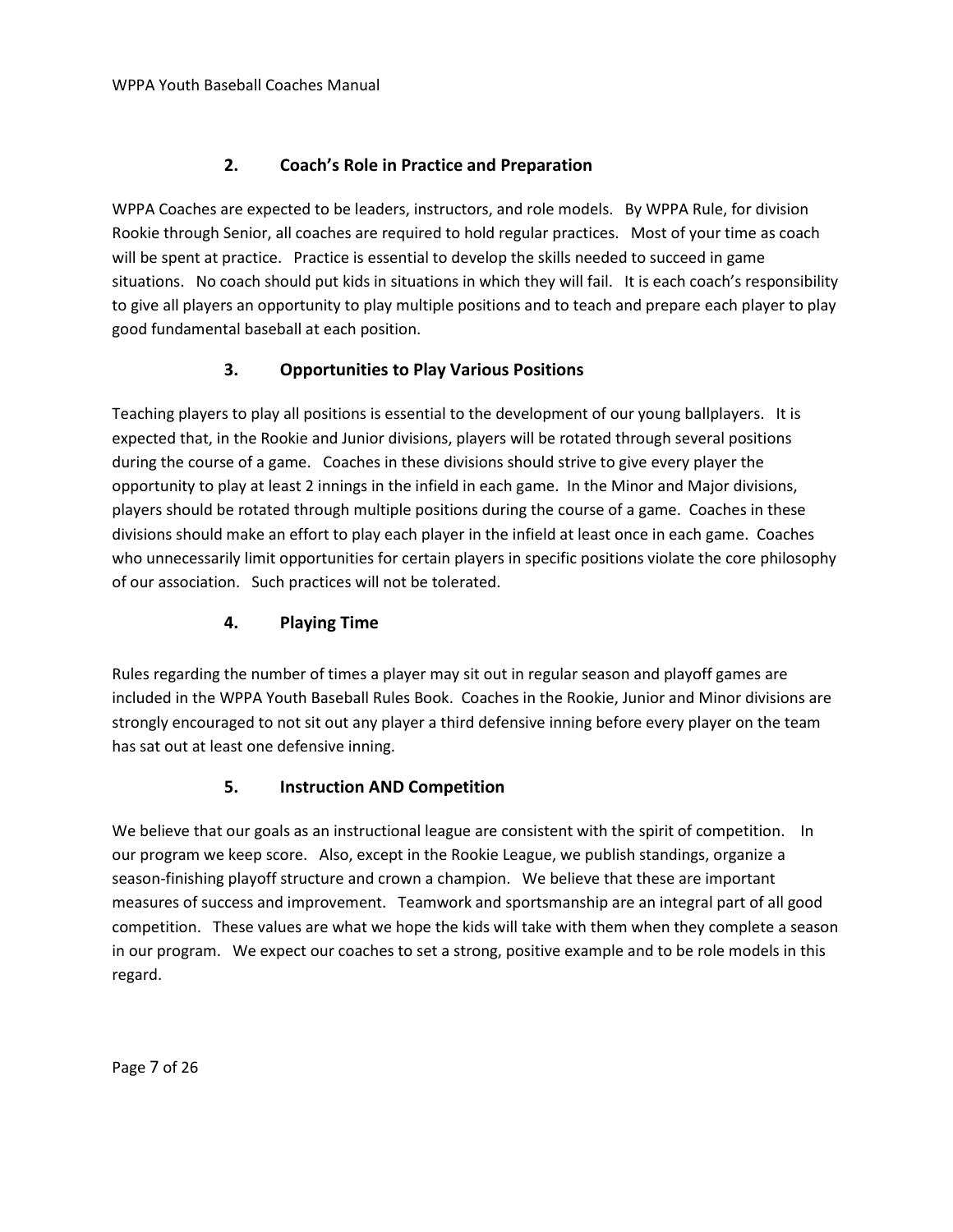## 2. Coach's Role in Practice and Preparation

WPPA Coaches are expected to be leaders, instructors, and role models. By WPPA Rule, for division Rookie through Senior, all coaches are required to hold regular practices. Most of your time as coach will be spent at practice. Practice is essential to develop the skills needed to succeed in game situations. No coach should put kids in situations in which they will fail. It is each coach's responsibility to give all players an opportunity to play multiple positions and to teach and prepare each player to play good fundamental baseball at each position.

## 3. Opportunities to Play Various Positions

Teaching players to play all positions is essential to the development of our young ballplayers. It is expected that, in the Rookie and Junior divisions, players will be rotated through several positions during the course of a game. Coaches in these divisions should strive to give every player the opportunity to play at least 2 innings in the infield in each game. In the Minor and Major divisions, players should be rotated through multiple positions during the course of a game. Coaches in these divisions should make an effort to play each player in the infield at least once in each game. Coaches who unnecessarily limit opportunities for certain players in specific positions violate the core philosophy of our association. Such practices will not be tolerated.

## 4. Playing Time

Rules regarding the number of times a player may sit out in regular season and playoff games are included in the WPPA Youth Baseball Rules Book. Coaches in the Rookie, Junior and Minor divisions are strongly encouraged to not sit out any player a third defensive inning before every player on the team has sat out at least one defensive inning.

## 5. Instruction AND Competition

We believe that our goals as an instructional league are consistent with the spirit of competition. In our program we keep score. Also, except in the Rookie League, we publish standings, organize a season-finishing playoff structure and crown a champion. We believe that these are important measures of success and improvement. Teamwork and sportsmanship are an integral part of all good competition. These values are what we hope the kids will take with them when they complete a season in our program. We expect our coaches to set a strong, positive example and to be role models in this regard.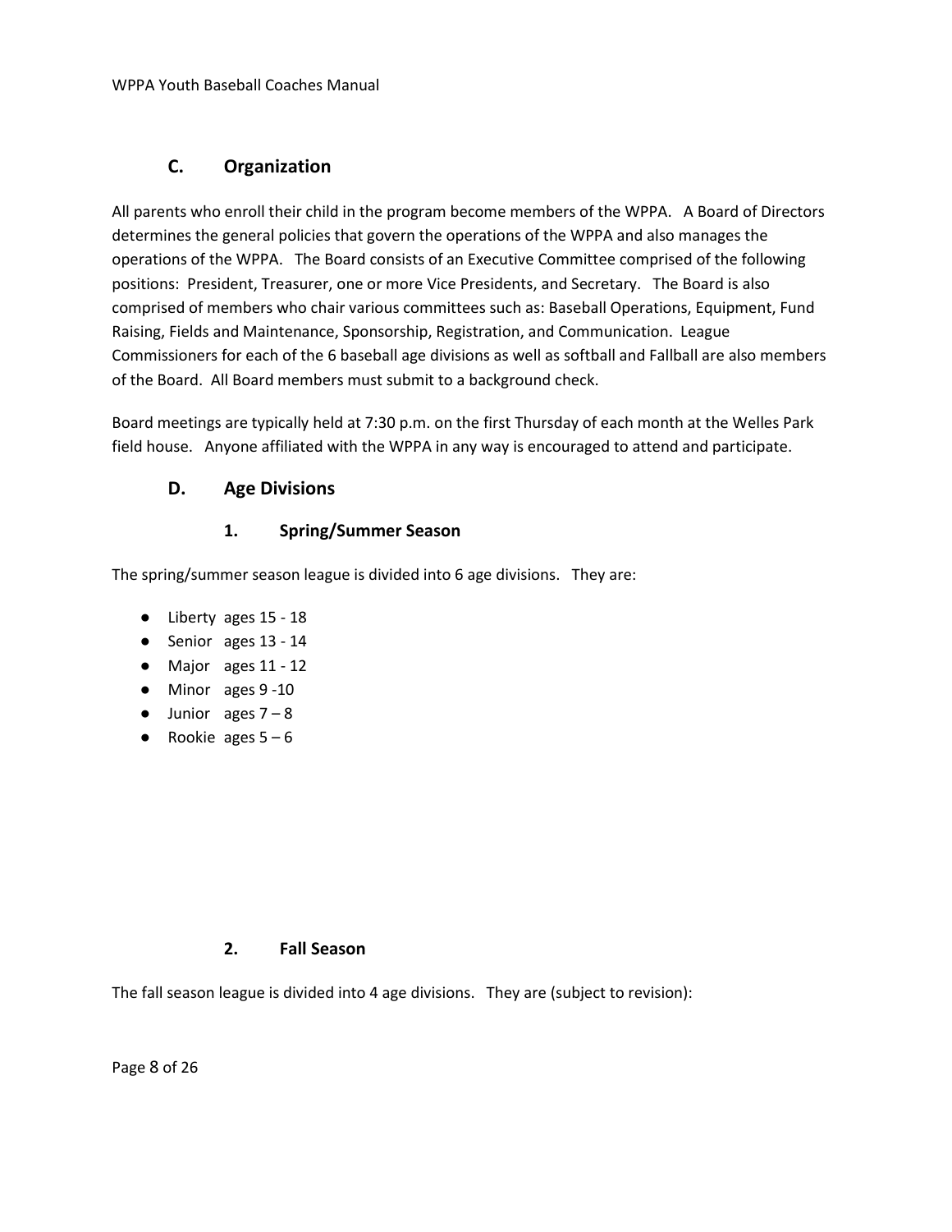## C. Organization

All parents who enroll their child in the program become members of the WPPA. A Board of Directors determines the general policies that govern the operations of the WPPA and also manages the operations of the WPPA. The Board consists of an Executive Committee comprised of the following positions: President, Treasurer, one or more Vice Presidents, and Secretary. The Board is also comprised of members who chair various committees such as: Baseball Operations, Equipment, Fund Raising, Fields and Maintenance, Sponsorship, Registration, and Communication. League Commissioners for each of the 6 baseball age divisions as well as softball and Fallball are also members of the Board. All Board members must submit to a background check.

Board meetings are typically held at 7:30 p.m. on the first Thursday of each month at the Welles Park field house. Anyone affiliated with the WPPA in any way is encouraged to attend and participate.

## D. Age Divisions

### 1. Spring/Summer Season

The spring/summer season league is divided into 6 age divisions. They are:

- Liberty ages 15 - 18
- Senior ages 13 - 14
- Major ages 11 - 12
- Minor ages 9 -10
- Junior ages 7 – 8
- Rookie ages 5 – 6

### 2. Fall Season

The fall season league is divided into 4 age divisions. They are (subject to revision):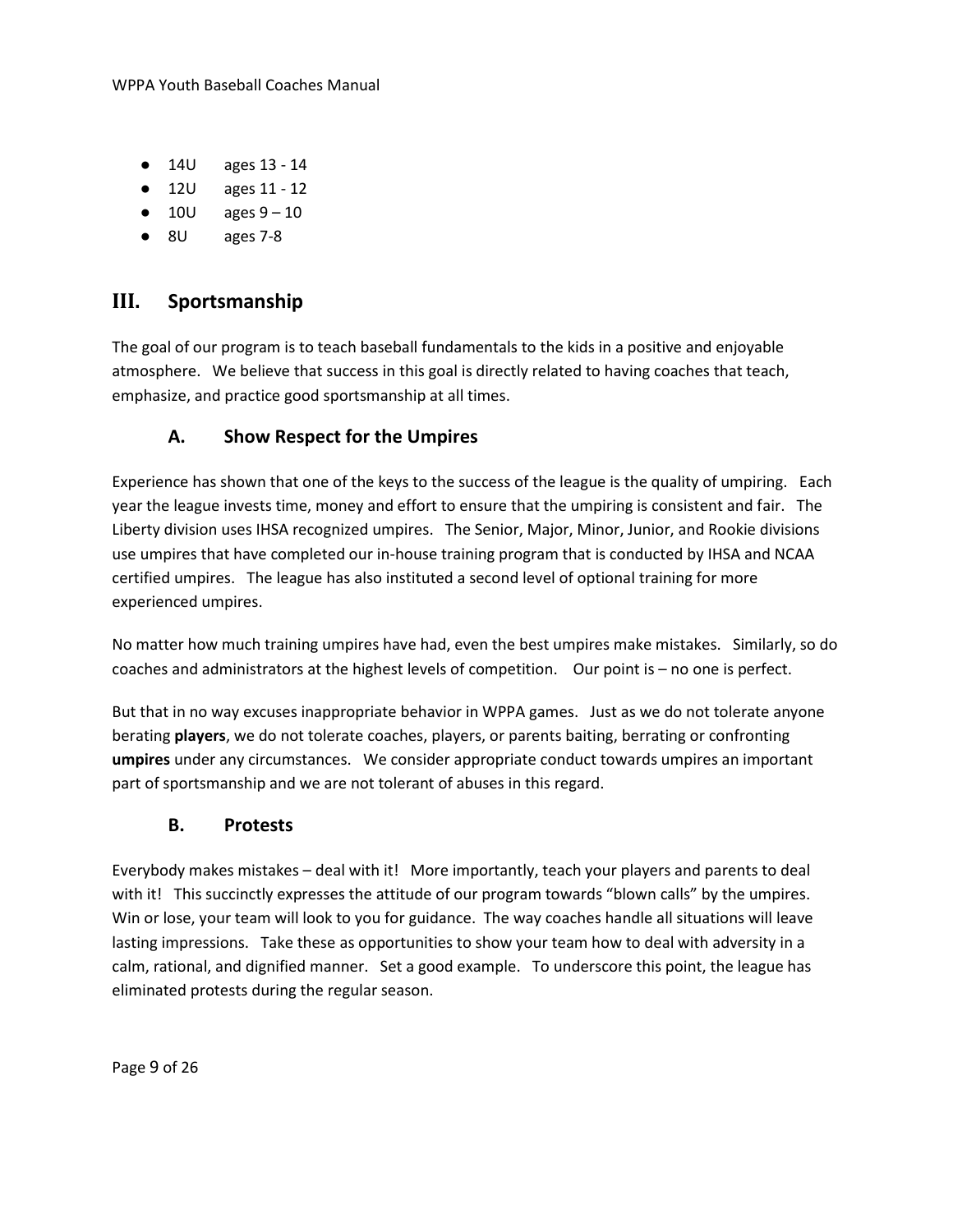- 14U  ages 13 - 14
- 12U  ages 11 - 12
- 10U  ages 9 – 10
- 8U  ages 7-8

## III. Sportsmanship

The goal of our program is to teach baseball fundamentals to the kids in a positive and enjoyable atmosphere. We believe that success in this goal is directly related to having coaches that teach, emphasize, and practice good sportsmanship at all times.

### A. Show Respect for the Umpires

Experience has shown that one of the keys to the success of the league is the quality of umpiring. Each year the league invests time, money and effort to ensure that the umpiring is consistent and fair. The Liberty division uses IHSA recognized umpires. The Senior, Major, Minor, Junior, and Rookie divisions use umpires that have completed our in-house training program that is conducted by IHSA and NCAA certified umpires. The league has also instituted a second level of optional training for more experienced umpires.

No matter how much training umpires have had, even the best umpires make mistakes. Similarly, so do coaches and administrators at the highest levels of competition. Our point is – no one is perfect.

But that in no way excuses inappropriate behavior in WPPA games. Just as we do not tolerate anyone berating **players**, we do not tolerate coaches, players, or parents baiting, berrating or confronting **umpires** under any circumstances. We consider appropriate conduct towards umpires an important part of sportsmanship and we are not tolerant of abuses in this regard.

### B. Protests

Everybody makes mistakes – deal with it! More importantly, teach your players and parents to deal with it! This succinctly expresses the attitude of our program towards "blown calls" by the umpires. Win or lose, your team will look to you for guidance. The way coaches handle all situations will leave lasting impressions. Take these as opportunities to show your team how to deal with adversity in a calm, rational, and dignified manner. Set a good example. To underscore this point, the league has eliminated protests during the regular season.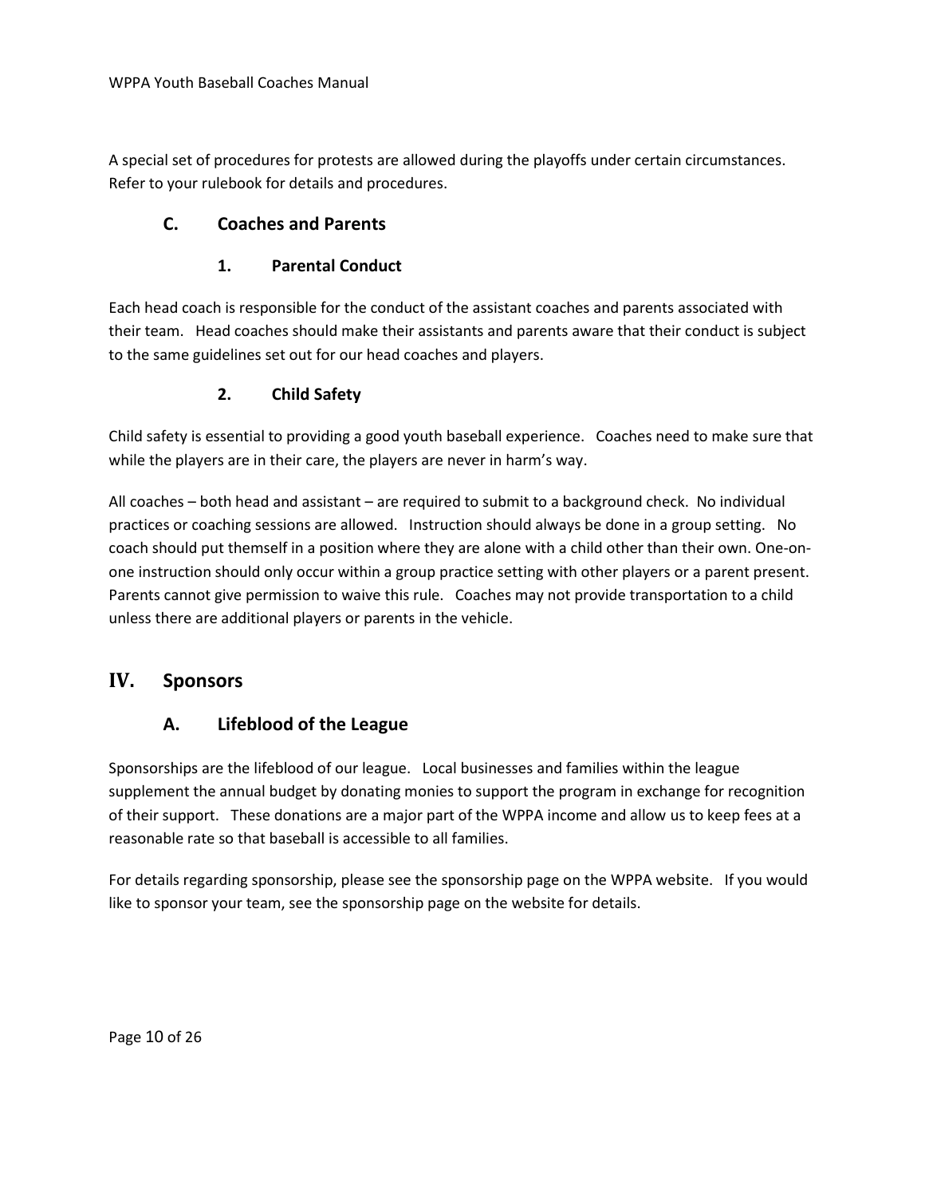A special set of procedures for protests are allowed during the playoffs under certain circumstances. Refer to your rulebook for details and procedures.

### C. Coaches and Parents

#### 1. Parental Conduct

Each head coach is responsible for the conduct of the assistant coaches and parents associated with their team. Head coaches should make their assistants and parents aware that their conduct is subject to the same guidelines set out for our head coaches and players.

#### 2. Child Safety

Child safety is essential to providing a good youth baseball experience. Coaches need to make sure that while the players are in their care, the players are never in harm's way.

All coaches – both head and assistant – are required to submit to a background check. No individual practices or coaching sessions are allowed. Instruction should always be done in a group setting. No coach should put themself in a position where they are alone with a child other than their own. One-on-one instruction should only occur within a group practice setting with other players or a parent present. Parents cannot give permission to waive this rule. Coaches may not provide transportation to a child unless there are additional players or parents in the vehicle.

## IV. Sponsors

### A. Lifeblood of the League

Sponsorships are the lifeblood of our league. Local businesses and families within the league supplement the annual budget by donating monies to support the program in exchange for recognition of their support. These donations are a major part of the WPPA income and allow us to keep fees at a reasonable rate so that baseball is accessible to all families.

For details regarding sponsorship, please see the sponsorship page on the WPPA website. If you would like to sponsor your team, see the sponsorship page on the website for details.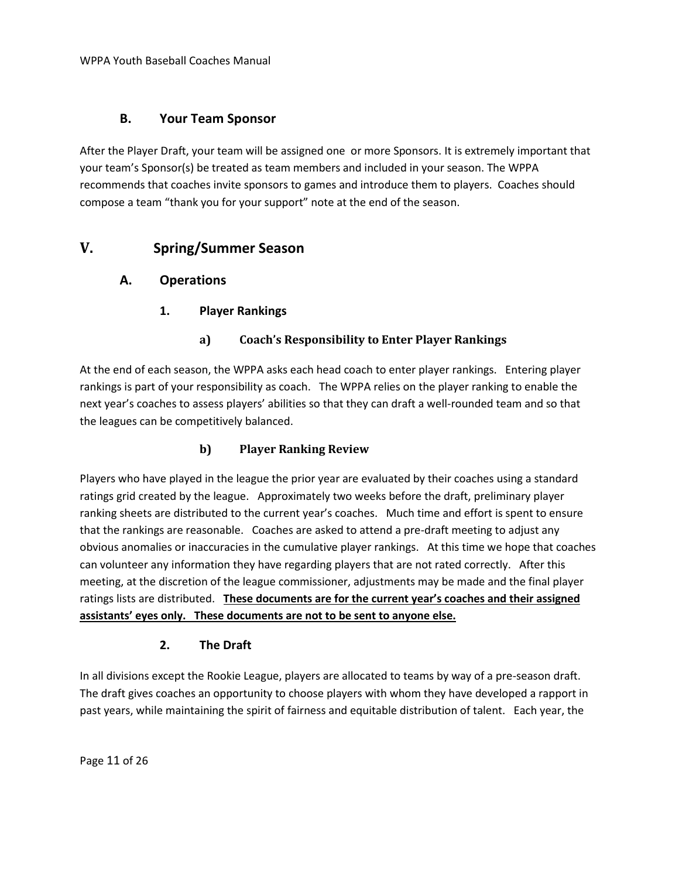### B. Your Team Sponsor

After the Player Draft, your team will be assigned one or more Sponsors. It is extremely important that your team's Sponsor(s) be treated as team members and included in your season. The WPPA recommends that coaches invite sponsors to games and introduce them to players. Coaches should compose a team "thank you for your support" note at the end of the season.

## V. Spring/Summer Season

### A. Operations

#### 1. Player Rankings

##### a) Coach's Responsibility to Enter Player Rankings

At the end of each season, the WPPA asks each head coach to enter player rankings. Entering player rankings is part of your responsibility as coach. The WPPA relies on the player ranking to enable the next year's coaches to assess players' abilities so that they can draft a well-rounded team and so that the leagues can be competitively balanced.

##### b) Player Ranking Review

Players who have played in the league the prior year are evaluated by their coaches using a standard ratings grid created by the league. Approximately two weeks before the draft, preliminary player ranking sheets are distributed to the current year's coaches. Much time and effort is spent to ensure that the rankings are reasonable. Coaches are asked to attend a pre-draft meeting to adjust any obvious anomalies or inaccuracies in the cumulative player rankings. At this time we hope that coaches can volunteer any information they have regarding players that are not rated correctly. After this meeting, at the discretion of the league commissioner, adjustments may be made and the final player ratings lists are distributed. **<u>These documents are for the current year's coaches and their assigned assistants' eyes only. These documents are not to be sent to anyone else.</u>**

#### 2. The Draft

In all divisions except the Rookie League, players are allocated to teams by way of a pre-season draft. The draft gives coaches an opportunity to choose players with whom they have developed a rapport in past years, while maintaining the spirit of fairness and equitable distribution of talent. Each year, the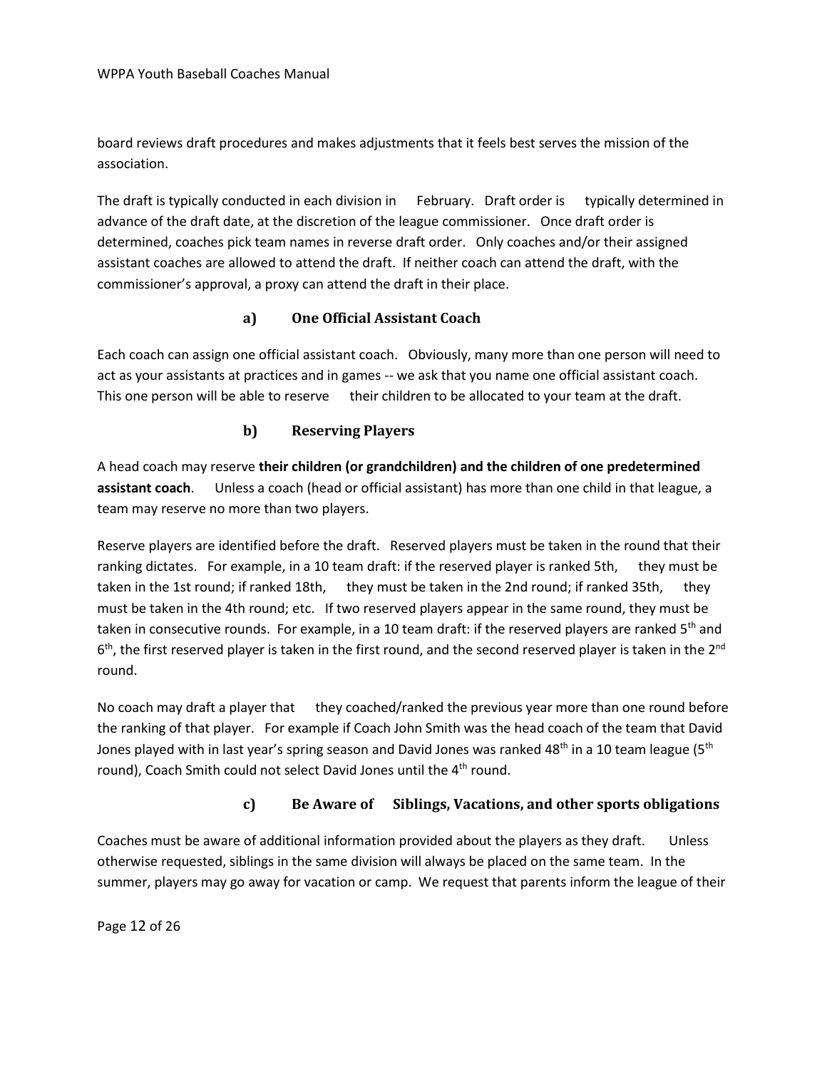board reviews draft procedures and makes adjustments that it feels best serves the mission of the association.

The draft is typically conducted in each division in February. Draft order is typically determined in advance of the draft date, at the discretion of the league commissioner. Once draft order is determined, coaches pick team names in reverse draft order. Only coaches and/or their assigned assistant coaches are allowed to attend the draft. If neither coach can attend the draft, with the commissioner's approval, a proxy can attend the draft in their place.

### a) One Official Assistant Coach

Each coach can assign one official assistant coach. Obviously, many more than one person will need to act as your assistants at practices and in games -- we ask that you name one official assistant coach. This one person will be able to reserve their children to be allocated to your team at the draft.

### b) Reserving Players

A head coach may reserve **their children (or grandchildren) and the children of one predetermined assistant coach**. Unless a coach (head or official assistant) has more than one child in that league, a team may reserve no more than two players.

Reserve players are identified before the draft. Reserved players must be taken in the round that their ranking dictates. For example, in a 10 team draft: if the reserved player is ranked 5th, they must be taken in the 1st round; if ranked 18th, they must be taken in the 2nd round; if ranked 35th, they must be taken in the 4th round; etc. If two reserved players appear in the same round, they must be taken in consecutive rounds. For example, in a 10 team draft: if the reserved players are ranked 5th and 6th, the first reserved player is taken in the first round, and the second reserved player is taken in the 2nd round.

No coach may draft a player that they coached/ranked the previous year more than one round before the ranking of that player. For example if Coach John Smith was the head coach of the team that David Jones played with in last year's spring season and David Jones was ranked 48th in a 10 team league (5th round), Coach Smith could not select David Jones until the 4th round.

### c) Be Aware of Siblings, Vacations, and other sports obligations

Coaches must be aware of additional information provided about the players as they draft. Unless otherwise requested, siblings in the same division will always be placed on the same team. In the summer, players may go away for vacation or camp. We request that parents inform the league of their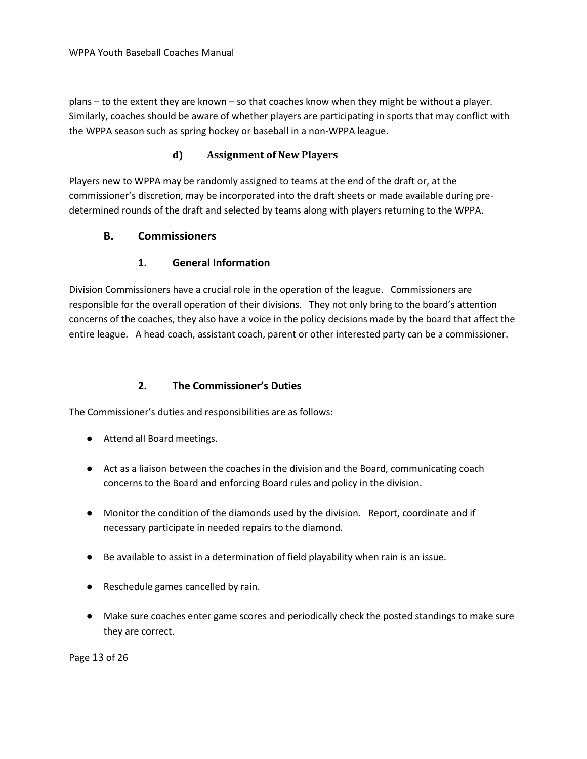plans – to the extent they are known – so that coaches know when they might be without a player. Similarly, coaches should be aware of whether players are participating in sports that may conflict with the WPPA season such as spring hockey or baseball in a non-WPPA league.

#### d) Assignment of New Players

Players new to WPPA may be randomly assigned to teams at the end of the draft or, at the commissioner's discretion, may be incorporated into the draft sheets or made available during pre-determined rounds of the draft and selected by teams along with players returning to the WPPA.

## B. Commissioners

### 1. General Information

Division Commissioners have a crucial role in the operation of the league. Commissioners are responsible for the overall operation of their divisions. They not only bring to the board's attention concerns of the coaches, they also have a voice in the policy decisions made by the board that affect the entire league. A head coach, assistant coach, parent or other interested party can be a commissioner.

### 2. The Commissioner's Duties

The Commissioner's duties and responsibilities are as follows:

- Attend all Board meetings.
- Act as a liaison between the coaches in the division and the Board, communicating coach concerns to the Board and enforcing Board rules and policy in the division.
- Monitor the condition of the diamonds used by the division. Report, coordinate and if necessary participate in needed repairs to the diamond.
- Be available to assist in a determination of field playability when rain is an issue.
- Reschedule games cancelled by rain.
- Make sure coaches enter game scores and periodically check the posted standings to make sure they are correct.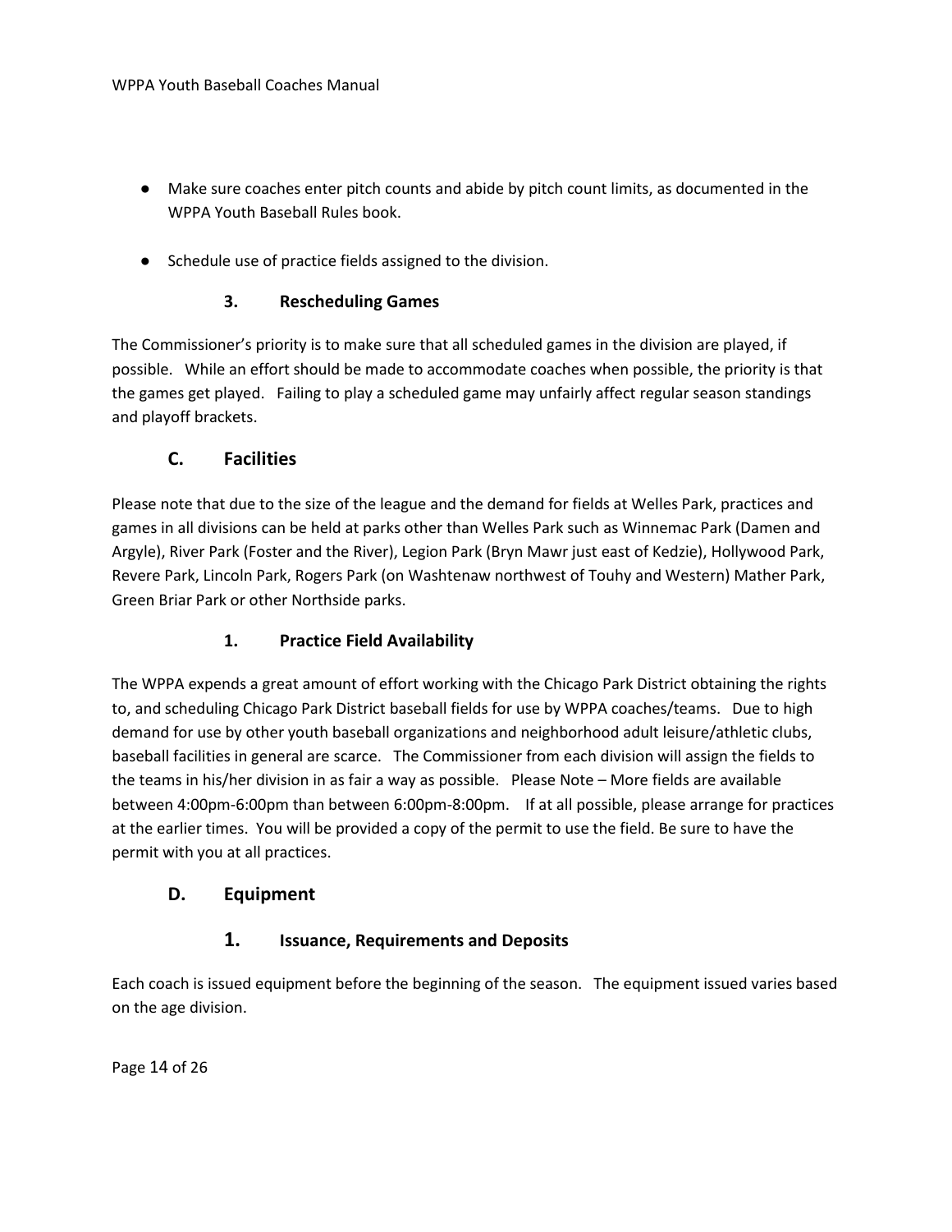- Make sure coaches enter pitch counts and abide by pitch count limits, as documented in the WPPA Youth Baseball Rules book.

- Schedule use of practice fields assigned to the division.

### 3. Rescheduling Games

The Commissioner's priority is to make sure that all scheduled games in the division are played, if possible. While an effort should be made to accommodate coaches when possible, the priority is that the games get played. Failing to play a scheduled game may unfairly affect regular season standings and playoff brackets.

## C. Facilities

Please note that due to the size of the league and the demand for fields at Welles Park, practices and games in all divisions can be held at parks other than Welles Park such as Winnemac Park (Damen and Argyle), River Park (Foster and the River), Legion Park (Bryn Mawr just east of Kedzie), Hollywood Park, Revere Park, Lincoln Park, Rogers Park (on Washtenaw northwest of Touhy and Western) Mather Park, Green Briar Park or other Northside parks.

### 1. Practice Field Availability

The WPPA expends a great amount of effort working with the Chicago Park District obtaining the rights to, and scheduling Chicago Park District baseball fields for use by WPPA coaches/teams. Due to high demand for use by other youth baseball organizations and neighborhood adult leisure/athletic clubs, baseball facilities in general are scarce. The Commissioner from each division will assign the fields to the teams in his/her division in as fair a way as possible. Please Note – More fields are available between 4:00pm-6:00pm than between 6:00pm-8:00pm. If at all possible, please arrange for practices at the earlier times. You will be provided a copy of the permit to use the field. Be sure to have the permit with you at all practices.

## D. Equipment

### 1. Issuance, Requirements and Deposits

Each coach is issued equipment before the beginning of the season. The equipment issued varies based on the age division.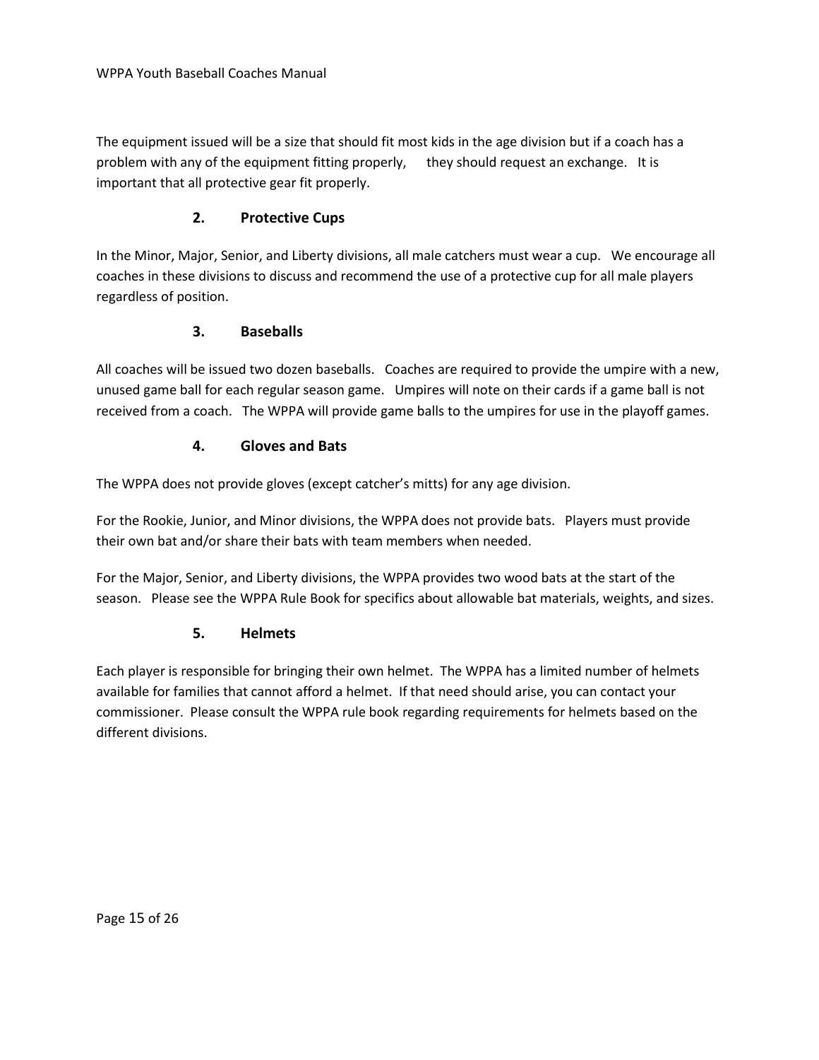The equipment issued will be a size that should fit most kids in the age division but if a coach has a problem with any of the equipment fitting properly, they should request an exchange. It is important that all protective gear fit properly.

### 2. Protective Cups

In the Minor, Major, Senior, and Liberty divisions, all male catchers must wear a cup. We encourage all coaches in these divisions to discuss and recommend the use of a protective cup for all male players regardless of position.

### 3. Baseballs

All coaches will be issued two dozen baseballs. Coaches are required to provide the umpire with a new, unused game ball for each regular season game. Umpires will note on their cards if a game ball is not received from a coach. The WPPA will provide game balls to the umpires for use in the playoff games.

### 4. Gloves and Bats

The WPPA does not provide gloves (except catcher's mitts) for any age division.

For the Rookie, Junior, and Minor divisions, the WPPA does not provide bats. Players must provide their own bat and/or share their bats with team members when needed.

For the Major, Senior, and Liberty divisions, the WPPA provides two wood bats at the start of the season. Please see the WPPA Rule Book for specifics about allowable bat materials, weights, and sizes.

### 5. Helmets

Each player is responsible for bringing their own helmet. The WPPA has a limited number of helmets available for families that cannot afford a helmet. If that need should arise, you can contact your commissioner. Please consult the WPPA rule book regarding requirements for helmets based on the different divisions.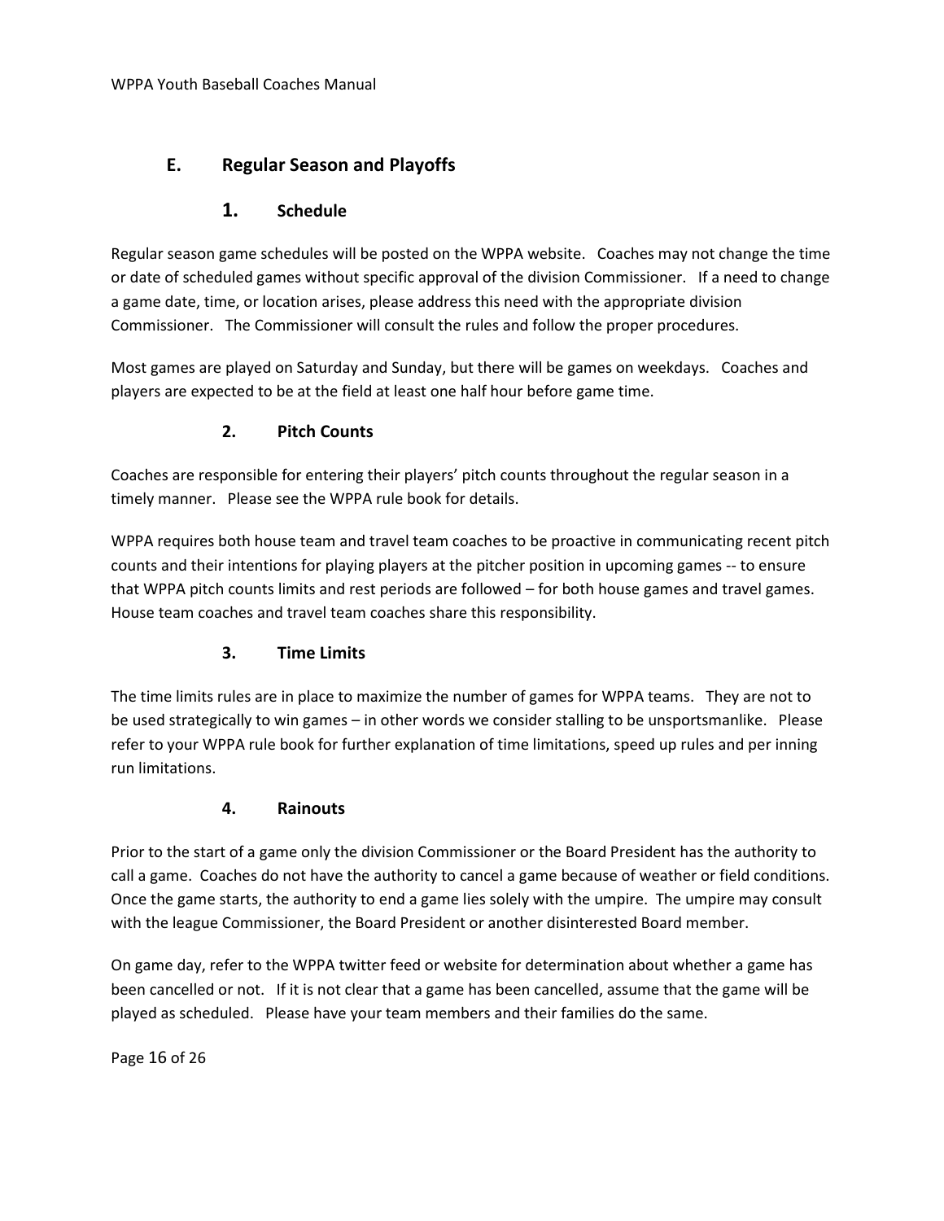## E. Regular Season and Playoffs

### 1. Schedule

Regular season game schedules will be posted on the WPPA website. Coaches may not change the time or date of scheduled games without specific approval of the division Commissioner. If a need to change a game date, time, or location arises, please address this need with the appropriate division Commissioner. The Commissioner will consult the rules and follow the proper procedures.

Most games are played on Saturday and Sunday, but there will be games on weekdays. Coaches and players are expected to be at the field at least one half hour before game time.

### 2. Pitch Counts

Coaches are responsible for entering their players' pitch counts throughout the regular season in a timely manner. Please see the WPPA rule book for details.

WPPA requires both house team and travel team coaches to be proactive in communicating recent pitch counts and their intentions for playing players at the pitcher position in upcoming games -- to ensure that WPPA pitch counts limits and rest periods are followed – for both house games and travel games. House team coaches and travel team coaches share this responsibility.

### 3. Time Limits

The time limits rules are in place to maximize the number of games for WPPA teams. They are not to be used strategically to win games – in other words we consider stalling to be unsportsmanlike. Please refer to your WPPA rule book for further explanation of time limitations, speed up rules and per inning run limitations.

### 4. Rainouts

Prior to the start of a game only the division Commissioner or the Board President has the authority to call a game. Coaches do not have the authority to cancel a game because of weather or field conditions. Once the game starts, the authority to end a game lies solely with the umpire. The umpire may consult with the league Commissioner, the Board President or another disinterested Board member.

On game day, refer to the WPPA twitter feed or website for determination about whether a game has been cancelled or not. If it is not clear that a game has been cancelled, assume that the game will be played as scheduled. Please have your team members and their families do the same.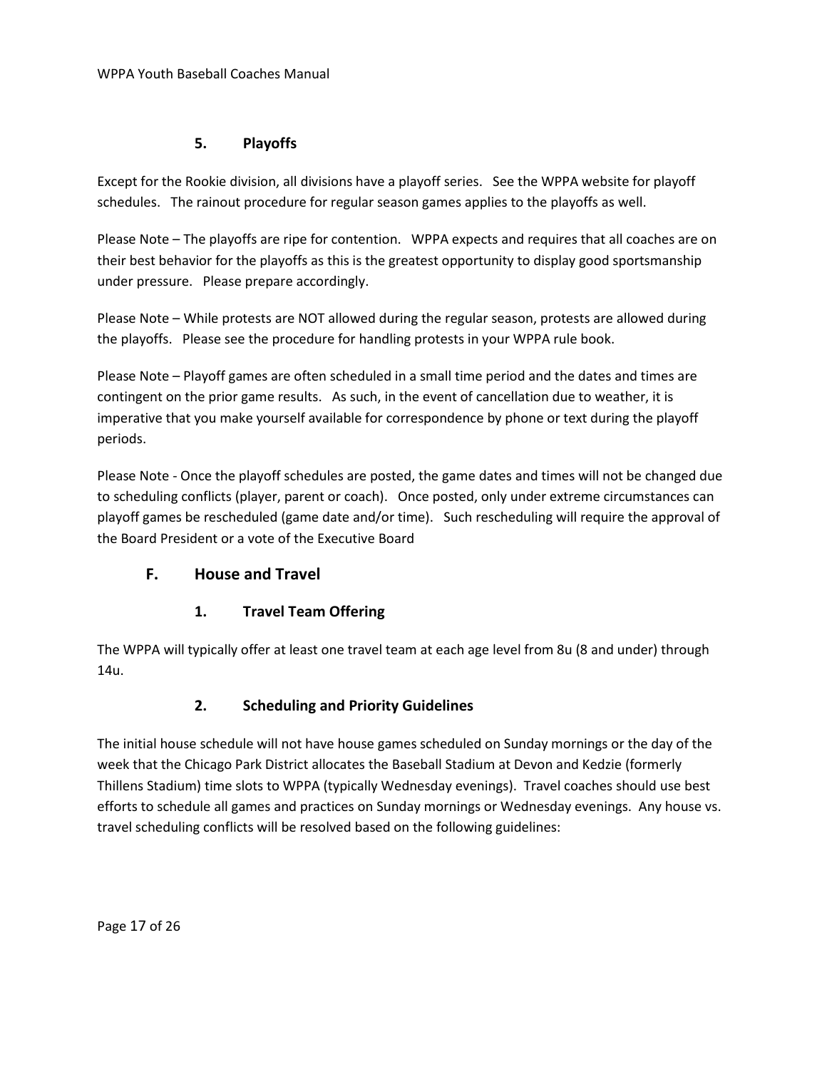### 5. Playoffs

Except for the Rookie division, all divisions have a playoff series. See the WPPA website for playoff schedules. The rainout procedure for regular season games applies to the playoffs as well.

Please Note – The playoffs are ripe for contention. WPPA expects and requires that all coaches are on their best behavior for the playoffs as this is the greatest opportunity to display good sportsmanship under pressure. Please prepare accordingly.

Please Note – While protests are NOT allowed during the regular season, protests are allowed during the playoffs. Please see the procedure for handling protests in your WPPA rule book.

Please Note – Playoff games are often scheduled in a small time period and the dates and times are contingent on the prior game results. As such, in the event of cancellation due to weather, it is imperative that you make yourself available for correspondence by phone or text during the playoff periods.

Please Note - Once the playoff schedules are posted, the game dates and times will not be changed due to scheduling conflicts (player, parent or coach). Once posted, only under extreme circumstances can playoff games be rescheduled (game date and/or time). Such rescheduling will require the approval of the Board President or a vote of the Executive Board

## F. House and Travel

### 1. Travel Team Offering

The WPPA will typically offer at least one travel team at each age level from 8u (8 and under) through 14u.

### 2. Scheduling and Priority Guidelines

The initial house schedule will not have house games scheduled on Sunday mornings or the day of the week that the Chicago Park District allocates the Baseball Stadium at Devon and Kedzie (formerly Thillens Stadium) time slots to WPPA (typically Wednesday evenings). Travel coaches should use best efforts to schedule all games and practices on Sunday mornings or Wednesday evenings. Any house vs. travel scheduling conflicts will be resolved based on the following guidelines: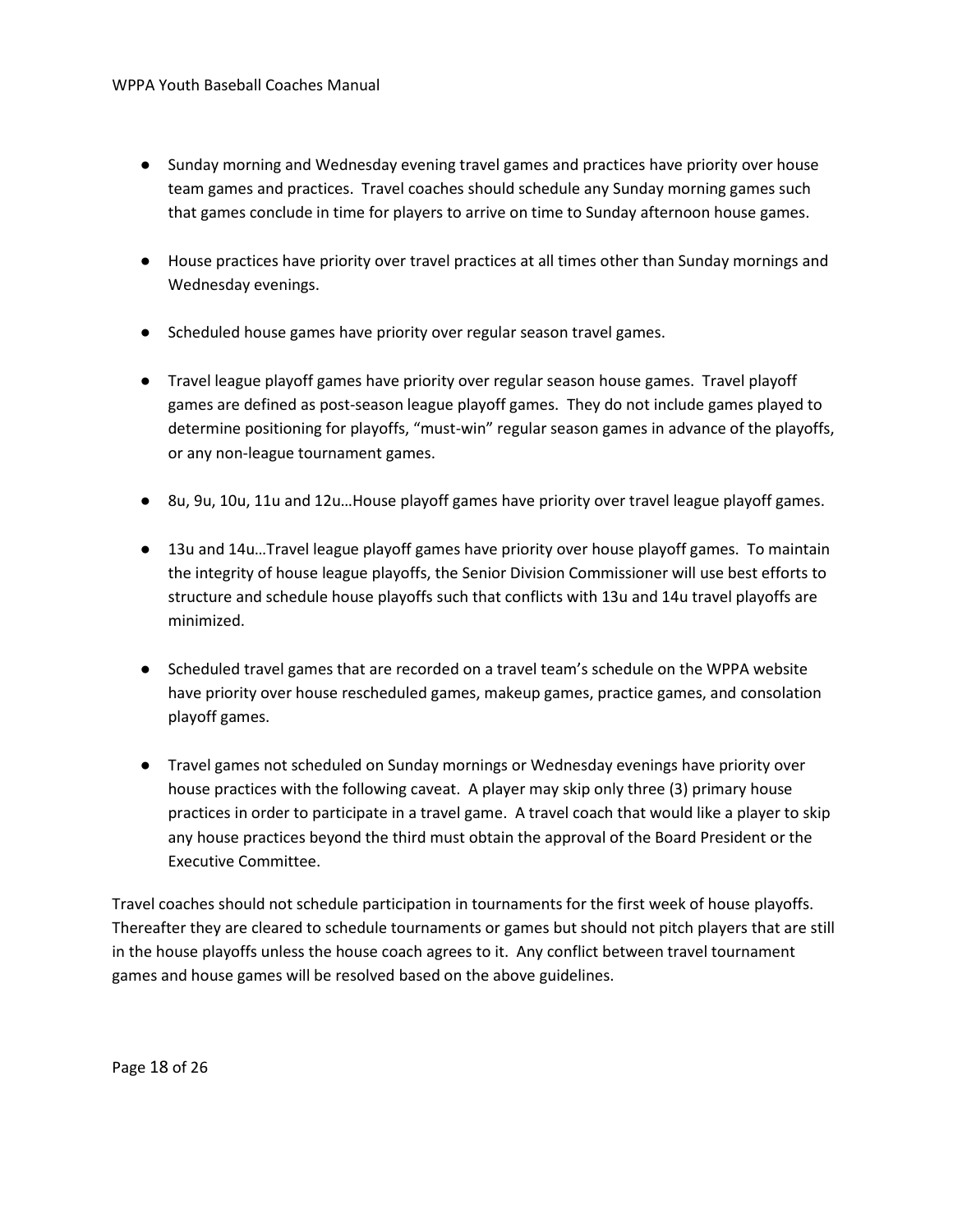- Sunday morning and Wednesday evening travel games and practices have priority over house team games and practices. Travel coaches should schedule any Sunday morning games such that games conclude in time for players to arrive on time to Sunday afternoon house games.

- House practices have priority over travel practices at all times other than Sunday mornings and Wednesday evenings.

- Scheduled house games have priority over regular season travel games.

- Travel league playoff games have priority over regular season house games. Travel playoff games are defined as post-season league playoff games. They do not include games played to determine positioning for playoffs, "must-win" regular season games in advance of the playoffs, or any non-league tournament games.

- 8u, 9u, 10u, 11u and 12u…House playoff games have priority over travel league playoff games.

- 13u and 14u…Travel league playoff games have priority over house playoff games. To maintain the integrity of house league playoffs, the Senior Division Commissioner will use best efforts to structure and schedule house playoffs such that conflicts with 13u and 14u travel playoffs are minimized.

- Scheduled travel games that are recorded on a travel team's schedule on the WPPA website have priority over house rescheduled games, makeup games, practice games, and consolation playoff games.

- Travel games not scheduled on Sunday mornings or Wednesday evenings have priority over house practices with the following caveat. A player may skip only three (3) primary house practices in order to participate in a travel game. A travel coach that would like a player to skip any house practices beyond the third must obtain the approval of the Board President or the Executive Committee.

Travel coaches should not schedule participation in tournaments for the first week of house playoffs. Thereafter they are cleared to schedule tournaments or games but should not pitch players that are still in the house playoffs unless the house coach agrees to it. Any conflict between travel tournament games and house games will be resolved based on the above guidelines.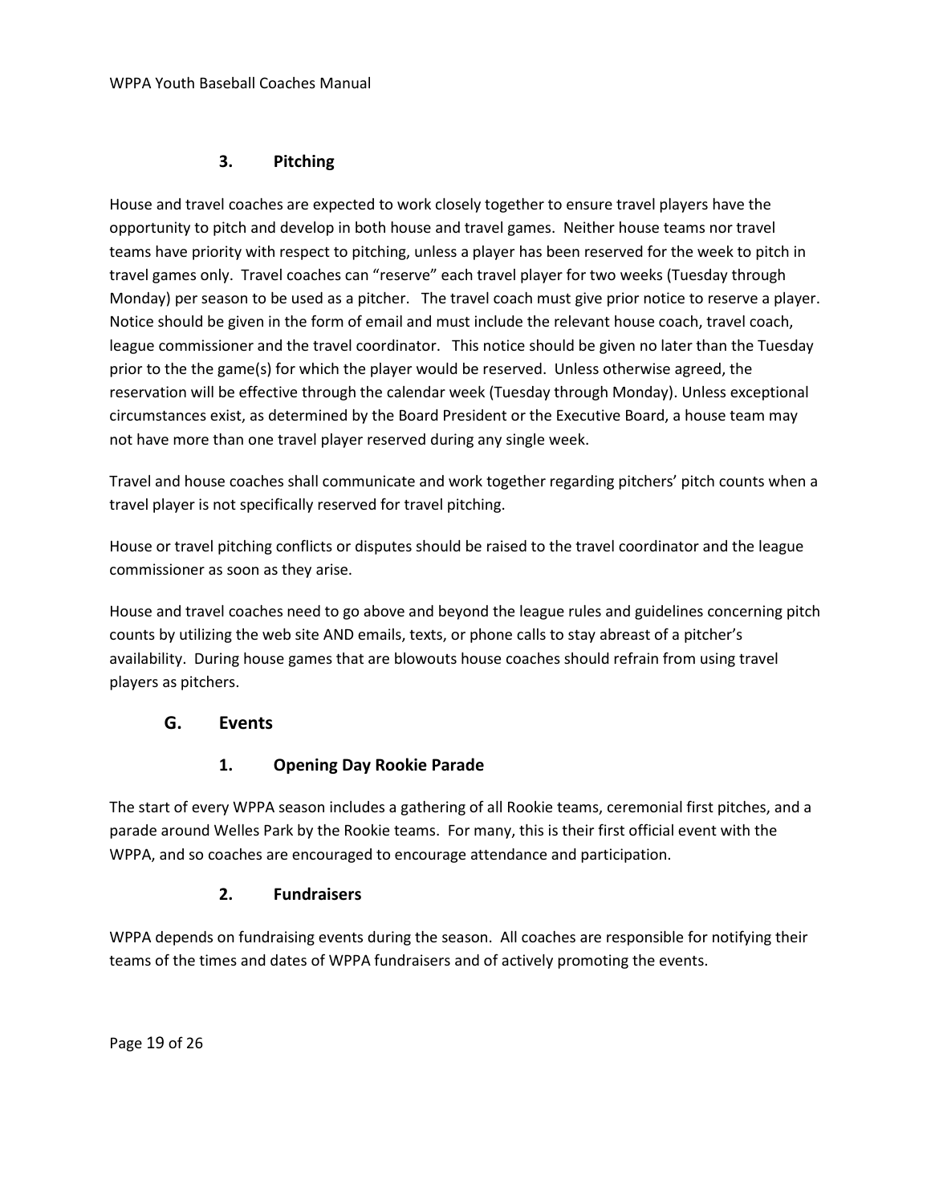### 3. Pitching

House and travel coaches are expected to work closely together to ensure travel players have the opportunity to pitch and develop in both house and travel games. Neither house teams nor travel teams have priority with respect to pitching, unless a player has been reserved for the week to pitch in travel games only. Travel coaches can "reserve" each travel player for two weeks (Tuesday through Monday) per season to be used as a pitcher. The travel coach must give prior notice to reserve a player. Notice should be given in the form of email and must include the relevant house coach, travel coach, league commissioner and the travel coordinator. This notice should be given no later than the Tuesday prior to the the game(s) for which the player would be reserved. Unless otherwise agreed, the reservation will be effective through the calendar week (Tuesday through Monday). Unless exceptional circumstances exist, as determined by the Board President or the Executive Board, a house team may not have more than one travel player reserved during any single week.

Travel and house coaches shall communicate and work together regarding pitchers' pitch counts when a travel player is not specifically reserved for travel pitching.

House or travel pitching conflicts or disputes should be raised to the travel coordinator and the league commissioner as soon as they arise.

House and travel coaches need to go above and beyond the league rules and guidelines concerning pitch counts by utilizing the web site AND emails, texts, or phone calls to stay abreast of a pitcher's availability. During house games that are blowouts house coaches should refrain from using travel players as pitchers.

## G. Events

### 1. Opening Day Rookie Parade

The start of every WPPA season includes a gathering of all Rookie teams, ceremonial first pitches, and a parade around Welles Park by the Rookie teams. For many, this is their first official event with the WPPA, and so coaches are encouraged to encourage attendance and participation.

### 2. Fundraisers

WPPA depends on fundraising events during the season. All coaches are responsible for notifying their teams of the times and dates of WPPA fundraisers and of actively promoting the events.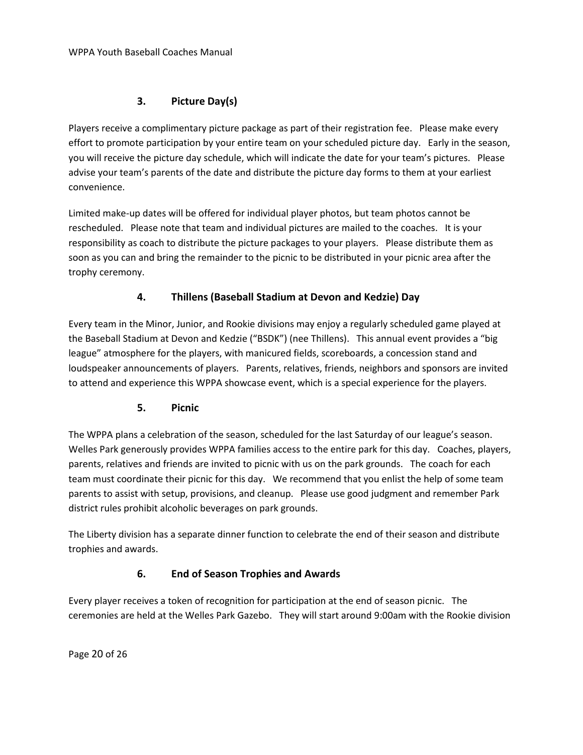### 3. Picture Day(s)

Players receive a complimentary picture package as part of their registration fee. Please make every effort to promote participation by your entire team on your scheduled picture day. Early in the season, you will receive the picture day schedule, which will indicate the date for your team's pictures. Please advise your team's parents of the date and distribute the picture day forms to them at your earliest convenience.

Limited make-up dates will be offered for individual player photos, but team photos cannot be rescheduled. Please note that team and individual pictures are mailed to the coaches. It is your responsibility as coach to distribute the picture packages to your players. Please distribute them as soon as you can and bring the remainder to the picnic to be distributed in your picnic area after the trophy ceremony.

### 4. Thillens (Baseball Stadium at Devon and Kedzie) Day

Every team in the Minor, Junior, and Rookie divisions may enjoy a regularly scheduled game played at the Baseball Stadium at Devon and Kedzie ("BSDK") (nee Thillens). This annual event provides a "big league" atmosphere for the players, with manicured fields, scoreboards, a concession stand and loudspeaker announcements of players. Parents, relatives, friends, neighbors and sponsors are invited to attend and experience this WPPA showcase event, which is a special experience for the players.

### 5. Picnic

The WPPA plans a celebration of the season, scheduled for the last Saturday of our league's season. Welles Park generously provides WPPA families access to the entire park for this day. Coaches, players, parents, relatives and friends are invited to picnic with us on the park grounds. The coach for each team must coordinate their picnic for this day. We recommend that you enlist the help of some team parents to assist with setup, provisions, and cleanup. Please use good judgment and remember Park district rules prohibit alcoholic beverages on park grounds.

The Liberty division has a separate dinner function to celebrate the end of their season and distribute trophies and awards.

### 6. End of Season Trophies and Awards

Every player receives a token of recognition for participation at the end of season picnic. The ceremonies are held at the Welles Park Gazebo. They will start around 9:00am with the Rookie division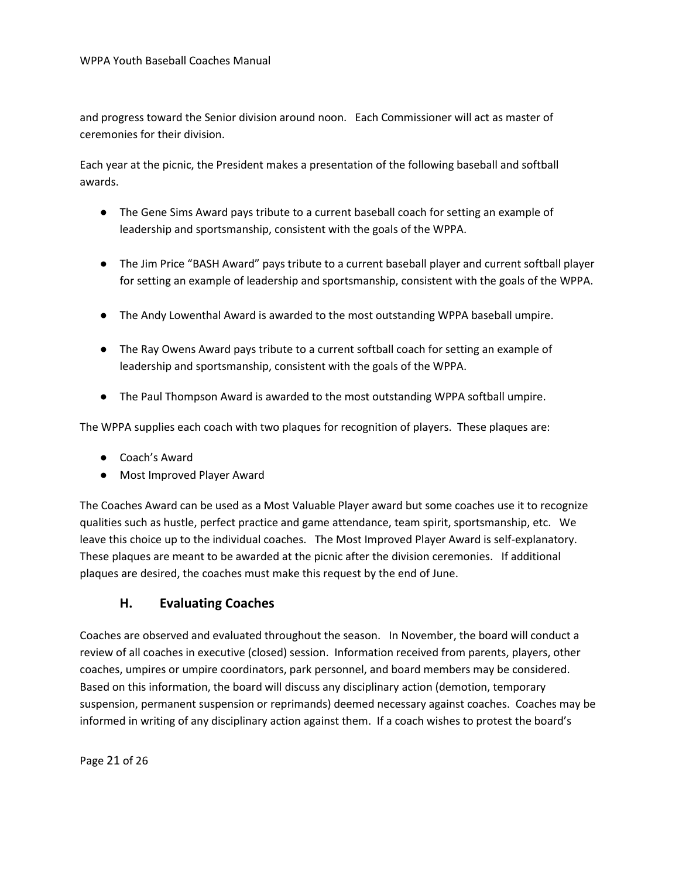and progress toward the Senior division around noon. Each Commissioner will act as master of ceremonies for their division.

Each year at the picnic, the President makes a presentation of the following baseball and softball awards.

- The Gene Sims Award pays tribute to a current baseball coach for setting an example of leadership and sportsmanship, consistent with the goals of the WPPA.
- The Jim Price "BASH Award" pays tribute to a current baseball player and current softball player for setting an example of leadership and sportsmanship, consistent with the goals of the WPPA.
- The Andy Lowenthal Award is awarded to the most outstanding WPPA baseball umpire.
- The Ray Owens Award pays tribute to a current softball coach for setting an example of leadership and sportsmanship, consistent with the goals of the WPPA.
- The Paul Thompson Award is awarded to the most outstanding WPPA softball umpire.

The WPPA supplies each coach with two plaques for recognition of players. These plaques are:

- Coach's Award
- Most Improved Player Award

The Coaches Award can be used as a Most Valuable Player award but some coaches use it to recognize qualities such as hustle, perfect practice and game attendance, team spirit, sportsmanship, etc. We leave this choice up to the individual coaches. The Most Improved Player Award is self-explanatory. These plaques are meant to be awarded at the picnic after the division ceremonies. If additional plaques are desired, the coaches must make this request by the end of June.

### H. Evaluating Coaches

Coaches are observed and evaluated throughout the season. In November, the board will conduct a review of all coaches in executive (closed) session. Information received from parents, players, other coaches, umpires or umpire coordinators, park personnel, and board members may be considered. Based on this information, the board will discuss any disciplinary action (demotion, temporary suspension, permanent suspension or reprimands) deemed necessary against coaches. Coaches may be informed in writing of any disciplinary action against them. If a coach wishes to protest the board's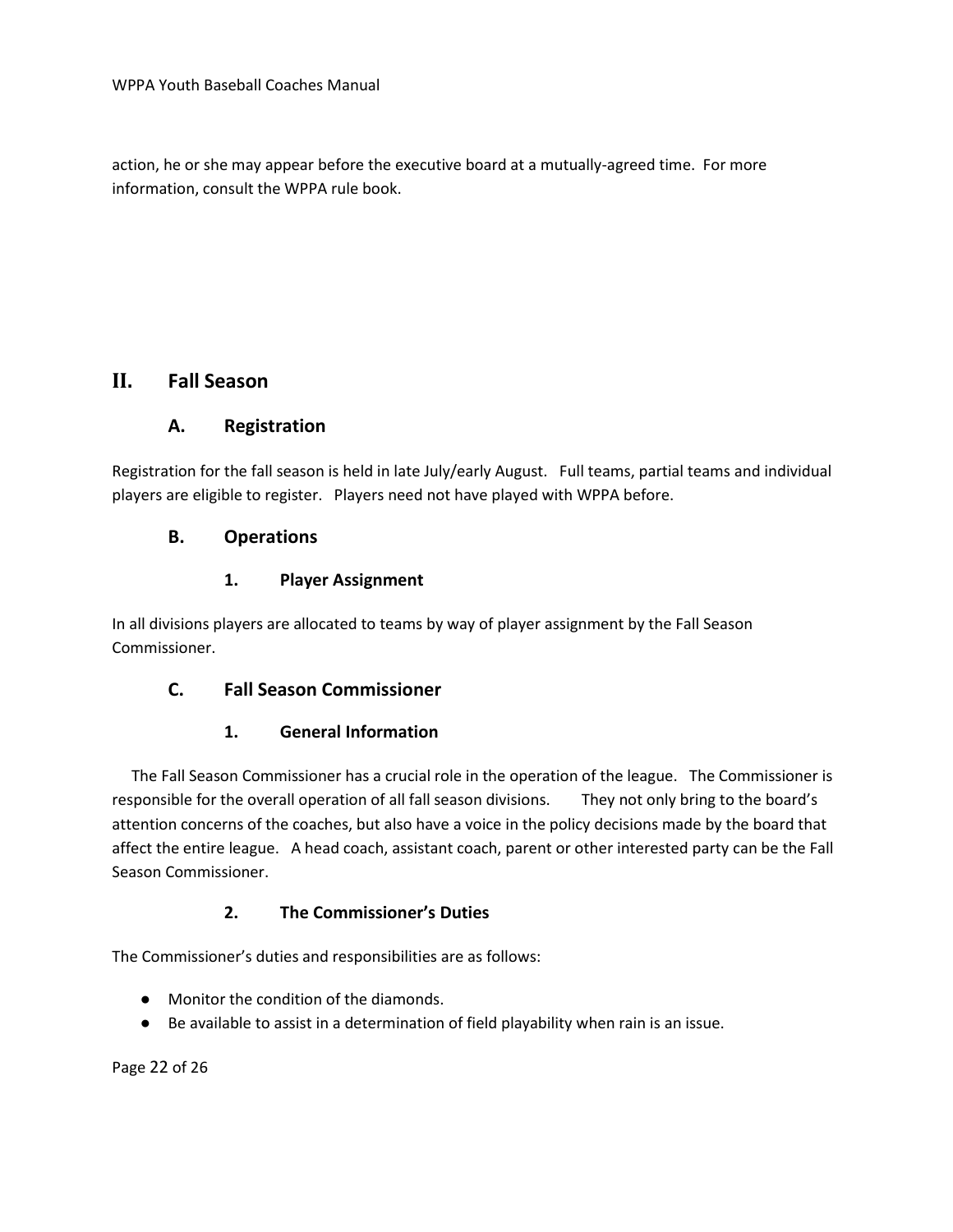action, he or she may appear before the executive board at a mutually-agreed time. For more information, consult the WPPA rule book.

# II. Fall Season

## A. Registration

Registration for the fall season is held in late July/early August. Full teams, partial teams and individual players are eligible to register. Players need not have played with WPPA before.

## B. Operations

### 1. Player Assignment

In all divisions players are allocated to teams by way of player assignment by the Fall Season Commissioner.

## C. Fall Season Commissioner

### 1. General Information

The Fall Season Commissioner has a crucial role in the operation of the league. The Commissioner is responsible for the overall operation of all fall season divisions. They not only bring to the board's attention concerns of the coaches, but also have a voice in the policy decisions made by the board that affect the entire league. A head coach, assistant coach, parent or other interested party can be the Fall Season Commissioner.

### 2. The Commissioner's Duties

The Commissioner's duties and responsibilities are as follows:

- Monitor the condition of the diamonds.
- Be available to assist in a determination of field playability when rain is an issue.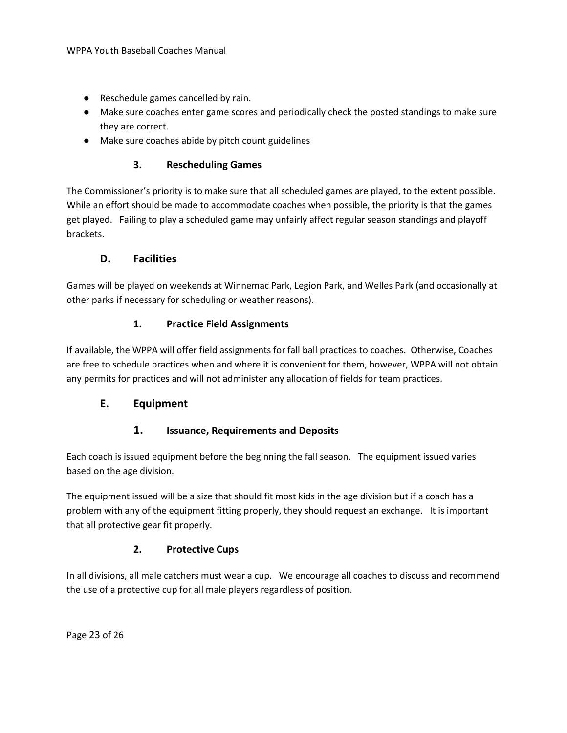- Reschedule games cancelled by rain.
- Make sure coaches enter game scores and periodically check the posted standings to make sure they are correct.
- Make sure coaches abide by pitch count guidelines

### 3. Rescheduling Games

The Commissioner's priority is to make sure that all scheduled games are played, to the extent possible. While an effort should be made to accommodate coaches when possible, the priority is that the games get played. Failing to play a scheduled game may unfairly affect regular season standings and playoff brackets.

## D. Facilities

Games will be played on weekends at Winnemac Park, Legion Park, and Welles Park (and occasionally at other parks if necessary for scheduling or weather reasons).

### 1. Practice Field Assignments

If available, the WPPA will offer field assignments for fall ball practices to coaches. Otherwise, Coaches are free to schedule practices when and where it is convenient for them, however, WPPA will not obtain any permits for practices and will not administer any allocation of fields for team practices.

## E. Equipment

### 1. Issuance, Requirements and Deposits

Each coach is issued equipment before the beginning the fall season. The equipment issued varies based on the age division.

The equipment issued will be a size that should fit most kids in the age division but if a coach has a problem with any of the equipment fitting properly, they should request an exchange. It is important that all protective gear fit properly.

### 2. Protective Cups

In all divisions, all male catchers must wear a cup. We encourage all coaches to discuss and recommend the use of a protective cup for all male players regardless of position.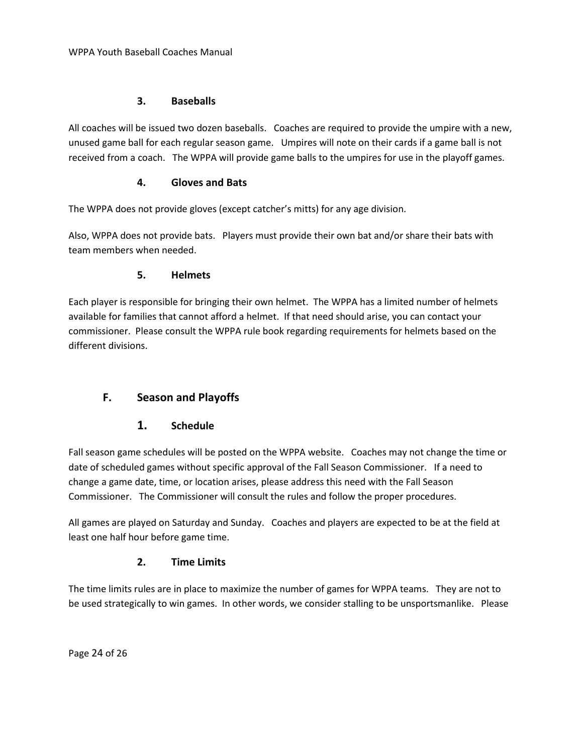### 3. Baseballs

All coaches will be issued two dozen baseballs. Coaches are required to provide the umpire with a new, unused game ball for each regular season game. Umpires will note on their cards if a game ball is not received from a coach. The WPPA will provide game balls to the umpires for use in the playoff games.

### 4. Gloves and Bats

The WPPA does not provide gloves (except catcher's mitts) for any age division.

Also, WPPA does not provide bats. Players must provide their own bat and/or share their bats with team members when needed.

### 5. Helmets

Each player is responsible for bringing their own helmet. The WPPA has a limited number of helmets available for families that cannot afford a helmet. If that need should arise, you can contact your commissioner. Please consult the WPPA rule book regarding requirements for helmets based on the different divisions.

## F. Season and Playoffs

### 1. Schedule

Fall season game schedules will be posted on the WPPA website. Coaches may not change the time or date of scheduled games without specific approval of the Fall Season Commissioner. If a need to change a game date, time, or location arises, please address this need with the Fall Season Commissioner. The Commissioner will consult the rules and follow the proper procedures.

All games are played on Saturday and Sunday. Coaches and players are expected to be at the field at least one half hour before game time.

### 2. Time Limits

The time limits rules are in place to maximize the number of games for WPPA teams. They are not to be used strategically to win games. In other words, we consider stalling to be unsportsmanlike. Please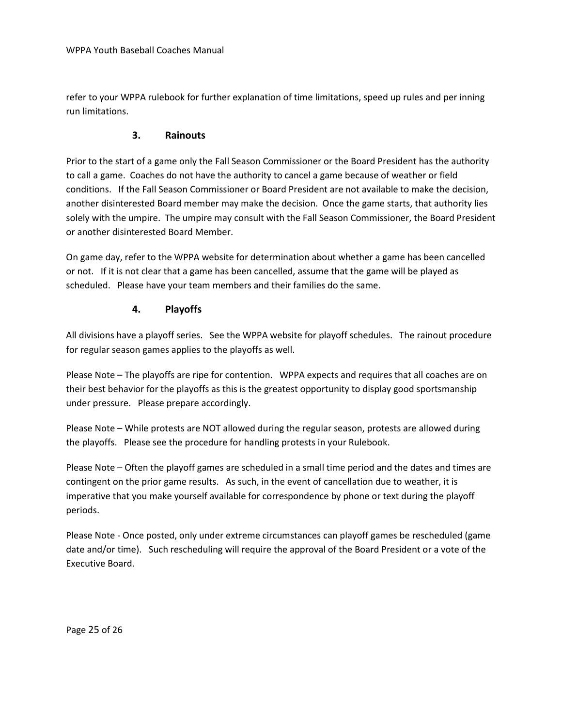refer to your WPPA rulebook for further explanation of time limitations, speed up rules and per inning run limitations.

### 3. Rainouts

Prior to the start of a game only the Fall Season Commissioner or the Board President has the authority to call a game. Coaches do not have the authority to cancel a game because of weather or field conditions. If the Fall Season Commissioner or Board President are not available to make the decision, another disinterested Board member may make the decision. Once the game starts, that authority lies solely with the umpire. The umpire may consult with the Fall Season Commissioner, the Board President or another disinterested Board Member.

On game day, refer to the WPPA website for determination about whether a game has been cancelled or not. If it is not clear that a game has been cancelled, assume that the game will be played as scheduled. Please have your team members and their families do the same.

### 4. Playoffs

All divisions have a playoff series. See the WPPA website for playoff schedules. The rainout procedure for regular season games applies to the playoffs as well.

Please Note – The playoffs are ripe for contention. WPPA expects and requires that all coaches are on their best behavior for the playoffs as this is the greatest opportunity to display good sportsmanship under pressure. Please prepare accordingly.

Please Note – While protests are NOT allowed during the regular season, protests are allowed during the playoffs. Please see the procedure for handling protests in your Rulebook.

Please Note – Often the playoff games are scheduled in a small time period and the dates and times are contingent on the prior game results. As such, in the event of cancellation due to weather, it is imperative that you make yourself available for correspondence by phone or text during the playoff periods.

Please Note - Once posted, only under extreme circumstances can playoff games be rescheduled (game date and/or time). Such rescheduling will require the approval of the Board President or a vote of the Executive Board.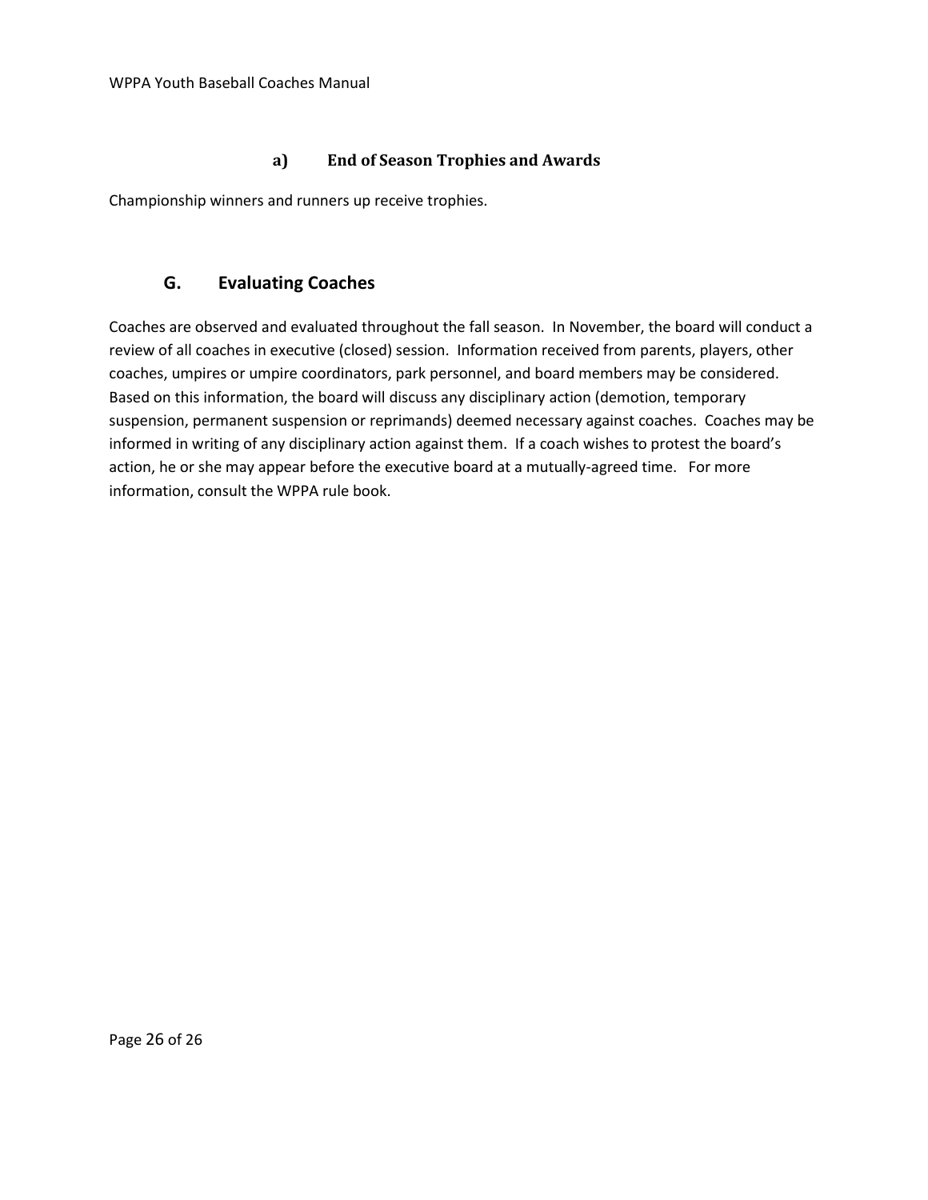### a) End of Season Trophies and Awards

Championship winners and runners up receive trophies.

## G. Evaluating Coaches

Coaches are observed and evaluated throughout the fall season. In November, the board will conduct a review of all coaches in executive (closed) session. Information received from parents, players, other coaches, umpires or umpire coordinators, park personnel, and board members may be considered. Based on this information, the board will discuss any disciplinary action (demotion, temporary suspension, permanent suspension or reprimands) deemed necessary against coaches. Coaches may be informed in writing of any disciplinary action against them. If a coach wishes to protest the board's action, he or she may appear before the executive board at a mutually-agreed time. For more information, consult the WPPA rule book.